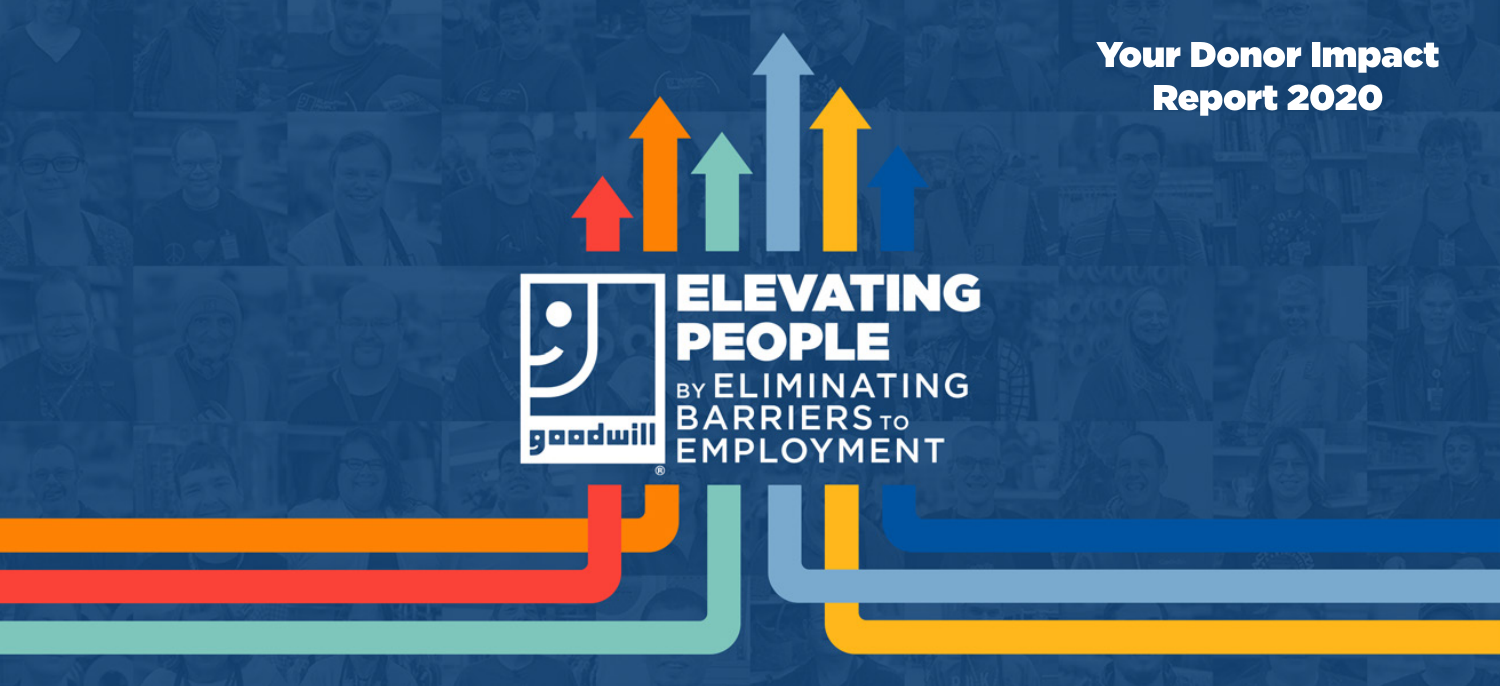# Your Donor Impact Report 2020

goodwill

## ELEVATING PEOPLE BY ELIMINATING BARRIERS TO EMPLOYMENT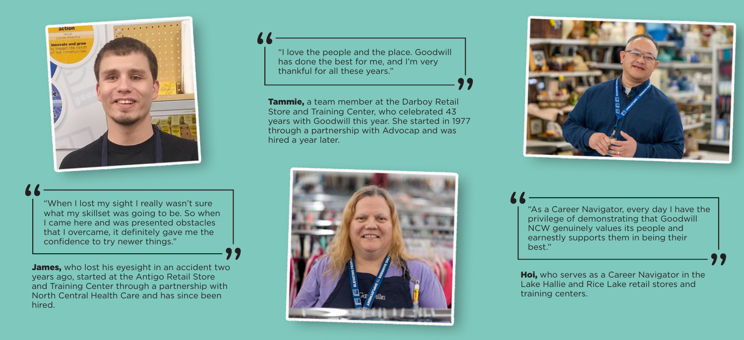> "I love the people and the place. Goodwill has done the best for me, and I'm very thankful for all these years."

**Tammie,** a team member at the Darboy Retail Store and Training Center, who celebrated 43 years with Goodwill this year. She started in 1977 through a partnership with Advocap and was hired a year later.

> "When I lost my sight I really wasn't sure what my skillset was going to be. So when I came here and was presented obstacles that I overcame, it definitely gave me the confidence to try newer things."

**James,** who lost his eyesight in an accident two years ago, started at the Antigo Retail Store and Training Center through a partnership with North Central Health Care and has since been hired.

> "As a Career Navigator, every day I have the privilege of demonstrating that Goodwill NCW genuinely values its people and earnestly supports them in being their best."

**Hoi,** who serves as a Career Navigator in the Lake Hallie and Rice Lake retail stores and training centers.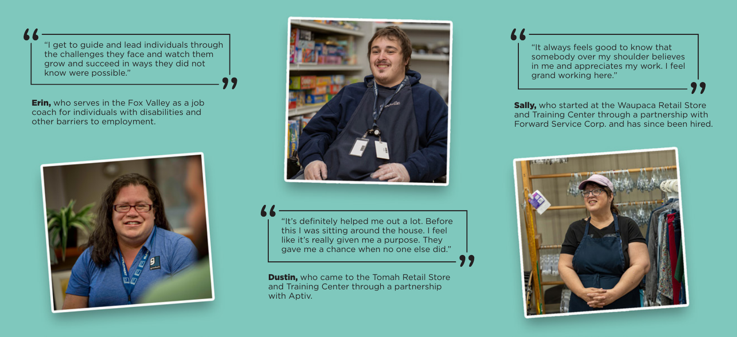> "I get to guide and lead individuals through the challenges they face and watch them grow and succeed in ways they did not know were possible."

**Erin,** who serves in the Fox Valley as a job coach for individuals with disabilities and other barriers to employment.

> "It's definitely helped me out a lot. Before this I was sitting around the house. I feel like it's really given me a purpose. They gave me a chance when no one else did."

**Dustin,** who came to the Tomah Retail Store and Training Center through a partnership with Aptiv.

> "It always feels good to know that somebody over my shoulder believes in me and appreciates my work. I feel grand working here."

**Sally,** who started at the Waupaca Retail Store and Training Center through a partnership with Forward Service Corp. and has since been hired.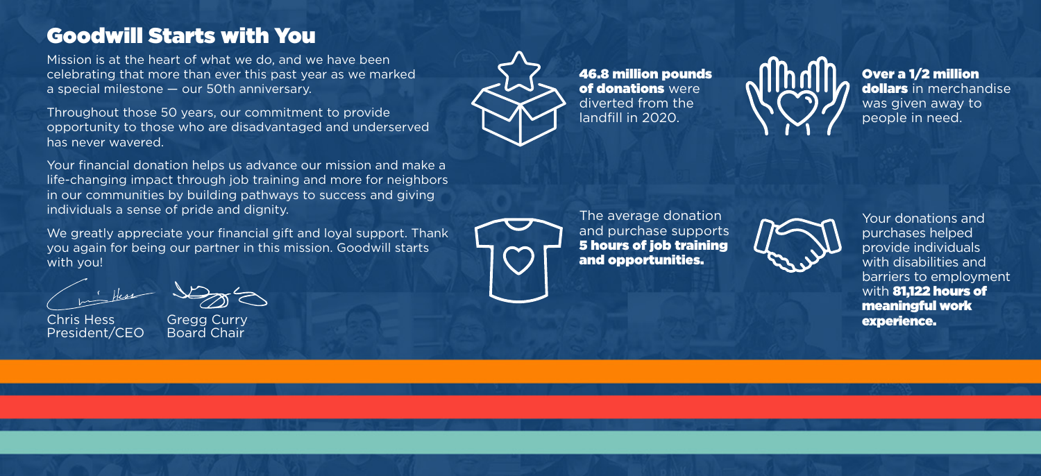## Goodwill Starts with You

Mission is at the heart of what we do, and we have been celebrating that more than ever this past year as we marked a special milestone — our 50th anniversary.

Throughout those 50 years, our commitment to provide opportunity to those who are disadvantaged and underserved has never wavered.

Your financial donation helps us advance our mission and make a life-changing impact through job training and more for neighbors in our communities by building pathways to success and giving individuals a sense of pride and dignity.

We greatly appreciate your financial gift and loyal support. Thank you again for being our partner in this mission. Goodwill starts with you!

Chris Hess
President/CEO

Gregg Curry
Board Chair

**46.8 million pounds of donations** were diverted from the landfill in 2020.

**Over a 1/2 million dollars** in merchandise was given away to people in need.

The average donation and purchase supports **5 hours of job training and opportunities.**

Your donations and purchases helped provide individuals with disabilities and barriers to employment with **81,122 hours of meaningful work experience.**